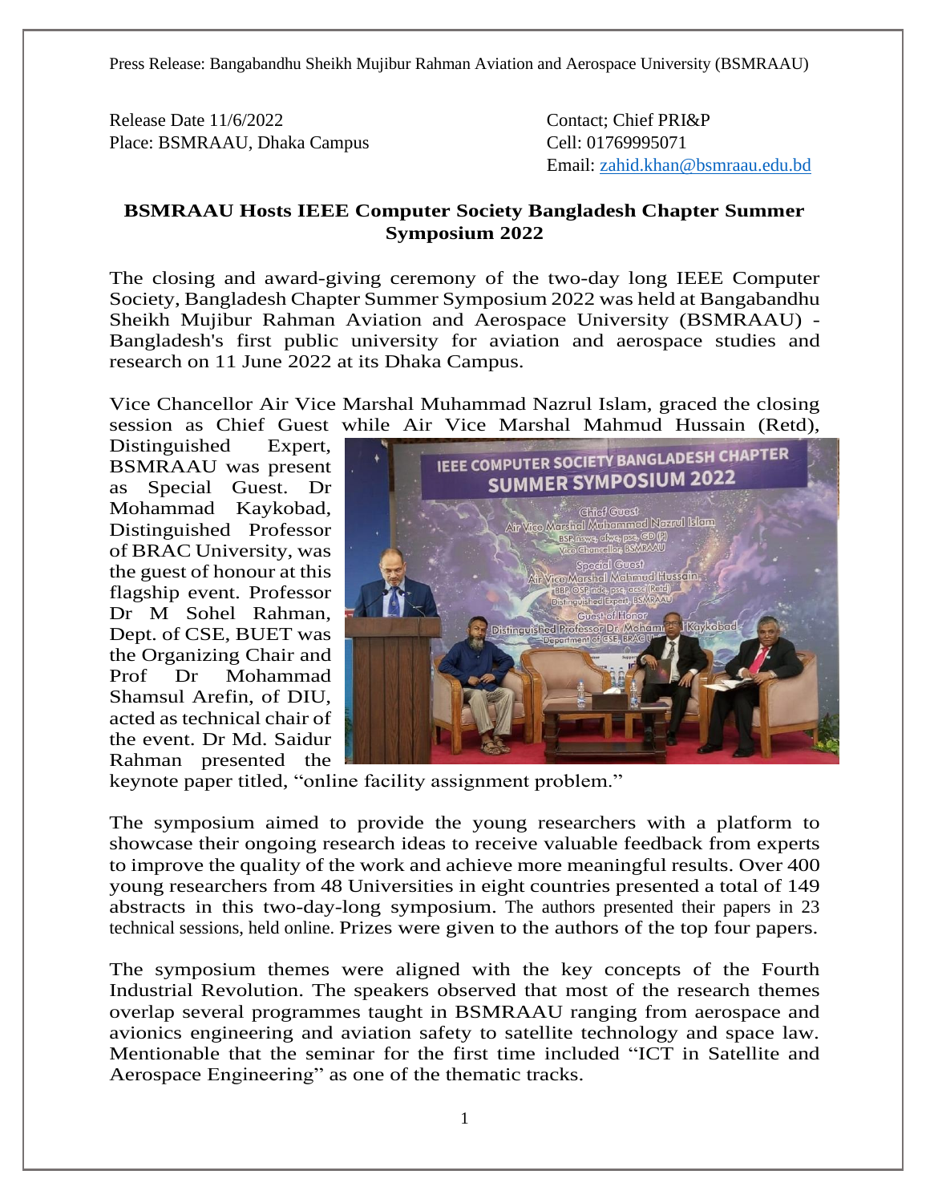Press Release: Bangabandhu Sheikh Mujibur Rahman Aviation and Aerospace University (BSMRAAU)

Release Date 11/6/2022
Place: BSMRAAU, Dhaka Campus

Contact; Chief PRI&P
Cell: 01769995071
Email: zahid.khan@bsmraau.edu.bd

## BSMRAAU Hosts IEEE Computer Society Bangladesh Chapter Summer Symposium 2022

The closing and award-giving ceremony of the two-day long IEEE Computer Society, Bangladesh Chapter Summer Symposium 2022 was held at Bangabandhu Sheikh Mujibur Rahman Aviation and Aerospace University (BSMRAAU) - Bangladesh's first public university for aviation and aerospace studies and research on 11 June 2022 at its Dhaka Campus.

Vice Chancellor Air Vice Marshal Muhammad Nazrul Islam, graced the closing session as Chief Guest while Air Vice Marshal Mahmud Hussain (Retd), Distinguished Expert, BSMRAAU was present as Special Guest. Dr Mohammad Kaykobad, Distinguished Professor of BRAC University, was the guest of honour at this flagship event. Professor Dr M Sohel Rahman, Dept. of CSE, BUET was the Organizing Chair and Prof Dr Mohammad Shamsul Arefin, of DIU, acted as technical chair of the event. Dr Md. Saidur Rahman presented the keynote paper titled, "online facility assignment problem."

The symposium aimed to provide the young researchers with a platform to showcase their ongoing research ideas to receive valuable feedback from experts to improve the quality of the work and achieve more meaningful results. Over 400 young researchers from 48 Universities in eight countries presented a total of 149 abstracts in this two-day-long symposium. The authors presented their papers in 23 technical sessions, held online. Prizes were given to the authors of the top four papers.

The symposium themes were aligned with the key concepts of the Fourth Industrial Revolution. The speakers observed that most of the research themes overlap several programmes taught in BSMRAAU ranging from aerospace and avionics engineering and aviation safety to satellite technology and space law. Mentionable that the seminar for the first time included "ICT in Satellite and Aerospace Engineering" as one of the thematic tracks.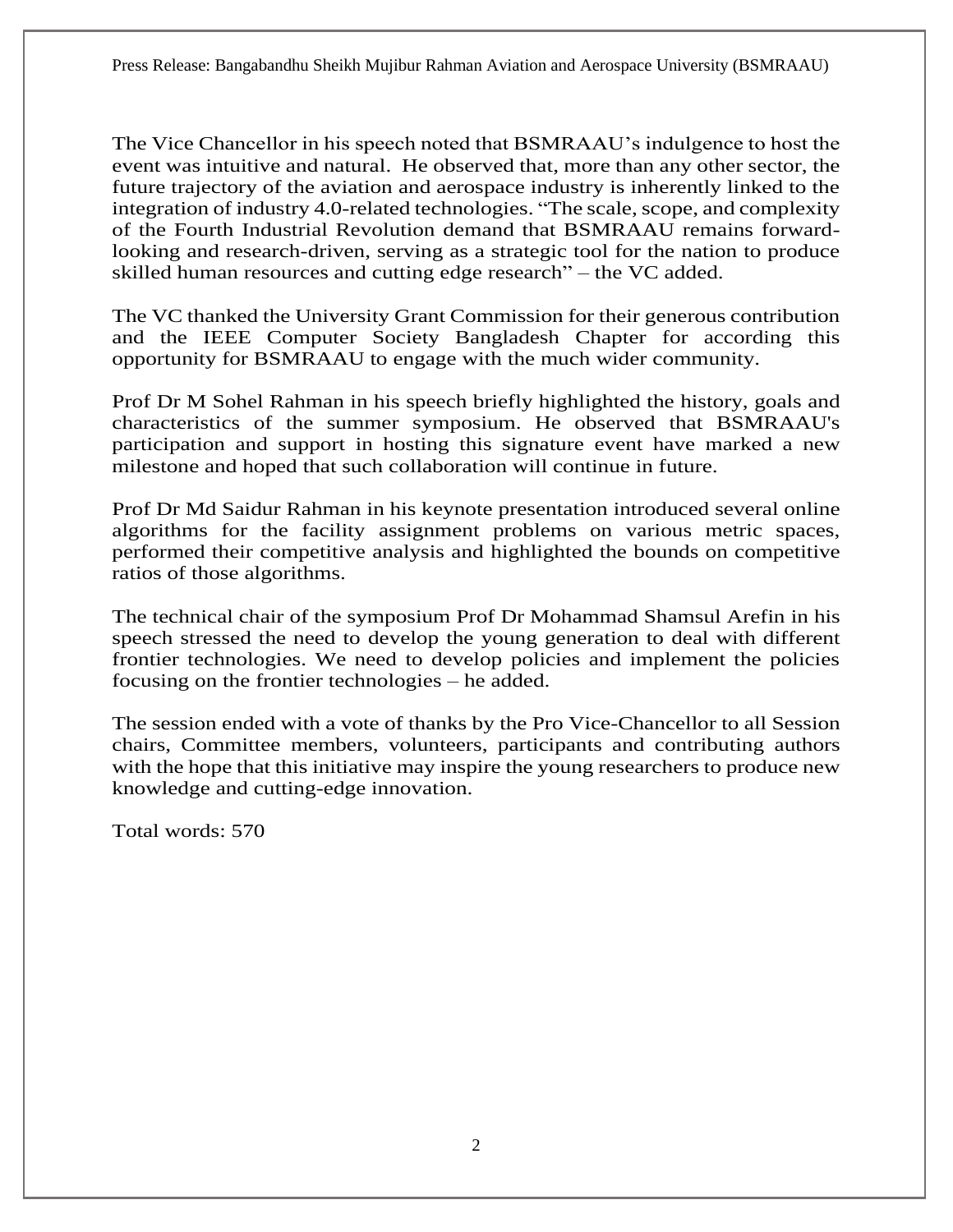The Vice Chancellor in his speech noted that BSMRAAU's indulgence to host the event was intuitive and natural. He observed that, more than any other sector, the future trajectory of the aviation and aerospace industry is inherently linked to the integration of industry 4.0-related technologies. "The scale, scope, and complexity of the Fourth Industrial Revolution demand that BSMRAAU remains forward-looking and research-driven, serving as a strategic tool for the nation to produce skilled human resources and cutting edge research" – the VC added.

The VC thanked the University Grant Commission for their generous contribution and the IEEE Computer Society Bangladesh Chapter for according this opportunity for BSMRAAU to engage with the much wider community.

Prof Dr M Sohel Rahman in his speech briefly highlighted the history, goals and characteristics of the summer symposium. He observed that BSMRAAU's participation and support in hosting this signature event have marked a new milestone and hoped that such collaboration will continue in future.

Prof Dr Md Saidur Rahman in his keynote presentation introduced several online algorithms for the facility assignment problems on various metric spaces, performed their competitive analysis and highlighted the bounds on competitive ratios of those algorithms.

The technical chair of the symposium Prof Dr Mohammad Shamsul Arefin in his speech stressed the need to develop the young generation to deal with different frontier technologies. We need to develop policies and implement the policies focusing on the frontier technologies – he added.

The session ended with a vote of thanks by the Pro Vice-Chancellor to all Session chairs, Committee members, volunteers, participants and contributing authors with the hope that this initiative may inspire the young researchers to produce new knowledge and cutting-edge innovation.

Total words: 570